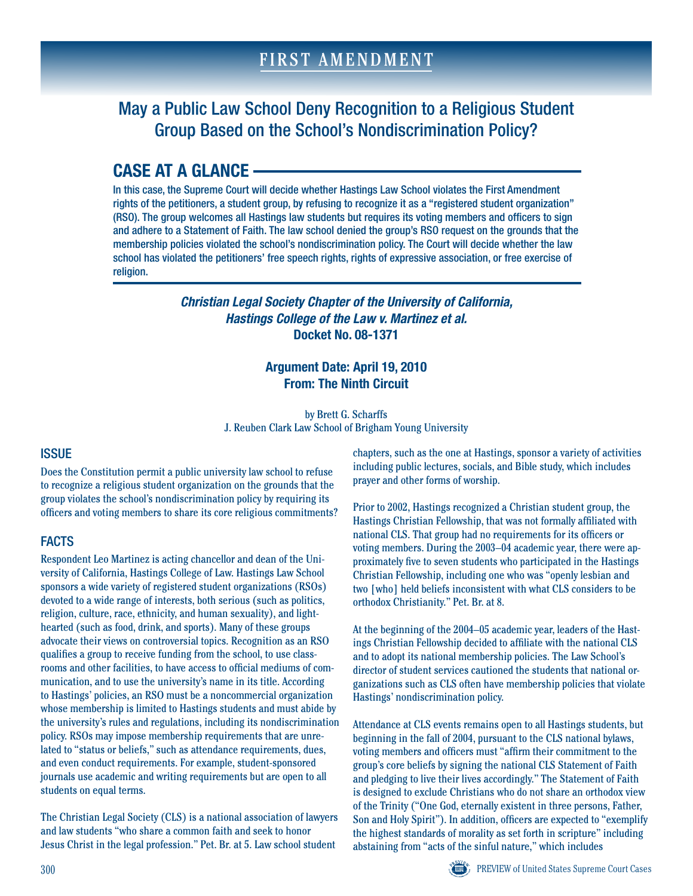# FIRST AMENDMENT

## May a Public Law School Deny Recognition to a Religious Student Group Based on the School's Nondiscrimination Policy?

### CASE AT A GLANCE

**In this case, the Supreme Court will decide whether Hastings Law School violates the First Amendment rights of the petitioners, a student group, by refusing to recognize it as a "registered student organization" (RSO). The group welcomes all Hastings law students but requires its voting members and officers to sign and adhere to a Statement of Faith. The law school denied the group's RSO request on the grounds that the membership policies violated the school's nondiscrimination policy. The Court will decide whether the law school has violated the petitioners' free speech rights, rights of expressive association, or free exercise of religion.**

***Christian Legal Society Chapter of the University of California, Hastings College of the Law v. Martinez et al.***
**Docket No. 08-1371**

**Argument Date: April 19, 2010**
**From: The Ninth Circuit**

by Brett G. Scharffs
J. Reuben Clark Law School of Brigham Young University

### ISSUE

Does the Constitution permit a public university law school to refuse to recognize a religious student organization on the grounds that the group violates the school's nondiscrimination policy by requiring its officers and voting members to share its core religious commitments?

### FACTS

Respondent Leo Martinez is acting chancellor and dean of the University of California, Hastings College of Law. Hastings Law School sponsors a wide variety of registered student organizations (RSOs) devoted to a wide range of interests, both serious (such as politics, religion, culture, race, ethnicity, and human sexuality), and lighthearted (such as food, drink, and sports). Many of these groups advocate their views on controversial topics. Recognition as an RSO qualifies a group to receive funding from the school, to use classrooms and other facilities, to have access to official mediums of communication, and to use the university's name in its title. According to Hastings' policies, an RSO must be a noncommercial organization whose membership is limited to Hastings students and must abide by the university's rules and regulations, including its nondiscrimination policy. RSOs may impose membership requirements that are unrelated to "status or beliefs," such as attendance requirements, dues, and even conduct requirements. For example, student-sponsored journals use academic and writing requirements but are open to all students on equal terms.

The Christian Legal Society (CLS) is a national association of lawyers and law students "who share a common faith and seek to honor Jesus Christ in the legal profession." Pet. Br. at 5. Law school student chapters, such as the one at Hastings, sponsor a variety of activities including public lectures, socials, and Bible study, which includes prayer and other forms of worship.

Prior to 2002, Hastings recognized a Christian student group, the Hastings Christian Fellowship, that was not formally affiliated with national CLS. That group had no requirements for its officers or voting members. During the 2003–04 academic year, there were approximately five to seven students who participated in the Hastings Christian Fellowship, including one who was "openly lesbian and two [who] held beliefs inconsistent with what CLS considers to be orthodox Christianity." Pet. Br. at 8.

At the beginning of the 2004–05 academic year, leaders of the Hastings Christian Fellowship decided to affiliate with the national CLS and to adopt its national membership policies. The Law School's director of student services cautioned the students that national organizations such as CLS often have membership policies that violate Hastings' nondiscrimination policy.

Attendance at CLS events remains open to all Hastings students, but beginning in the fall of 2004, pursuant to the CLS national bylaws, voting members and officers must "affirm their commitment to the group's core beliefs by signing the national CLS Statement of Faith and pledging to live their lives accordingly." The Statement of Faith is designed to exclude Christians who do not share an orthodox view of the Trinity ("One God, eternally existent in three persons, Father, Son and Holy Spirit"). In addition, officers are expected to "exemplify the highest standards of morality as set forth in scripture" including abstaining from "acts of the sinful nature," which includes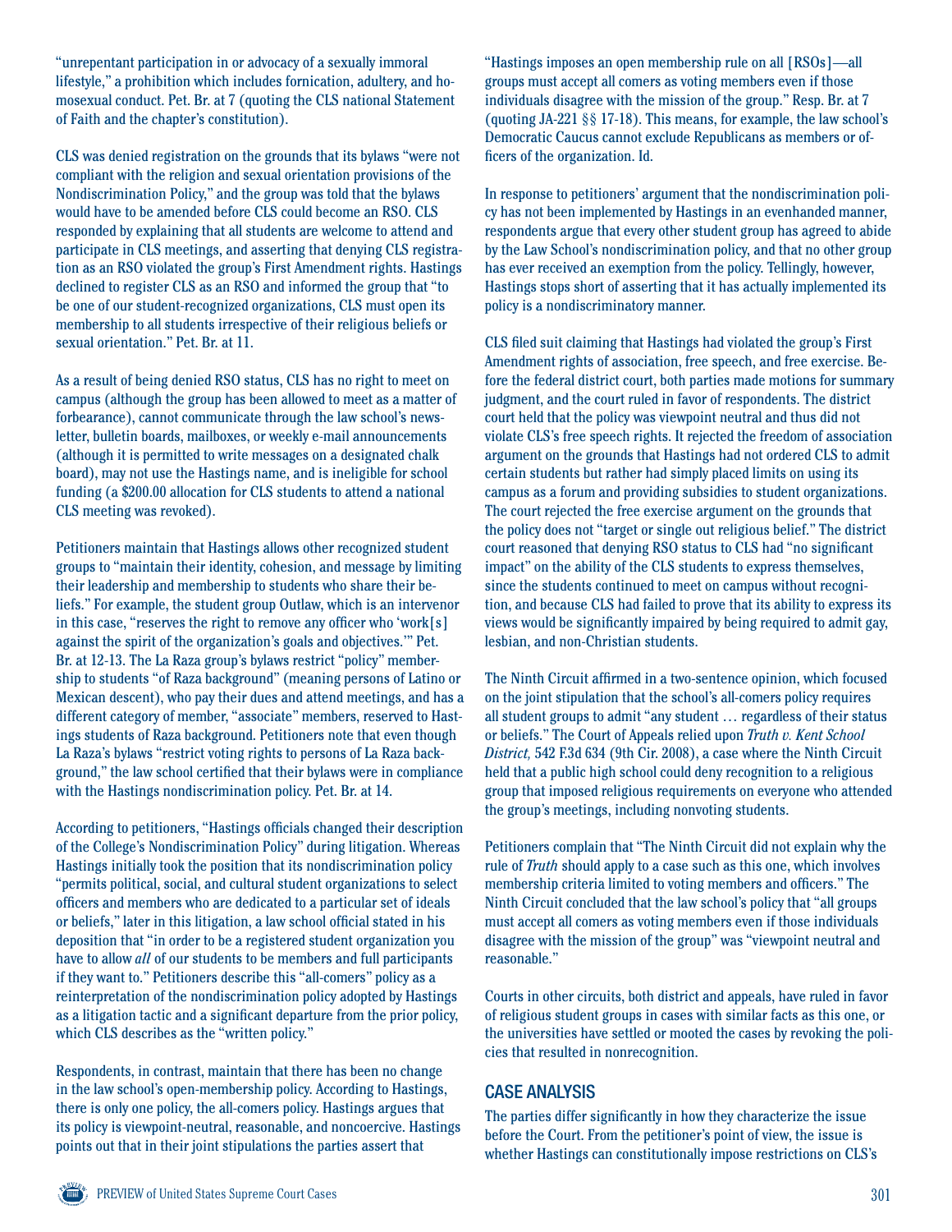"unrepentant participation in or advocacy of a sexually immoral lifestyle," a prohibition which includes fornication, adultery, and homosexual conduct. Pet. Br. at 7 (quoting the CLS national Statement of Faith and the chapter's constitution).

CLS was denied registration on the grounds that its bylaws "were not compliant with the religion and sexual orientation provisions of the Nondiscrimination Policy," and the group was told that the bylaws would have to be amended before CLS could become an RSO. CLS responded by explaining that all students are welcome to attend and participate in CLS meetings, and asserting that denying CLS registration as an RSO violated the group's First Amendment rights. Hastings declined to register CLS as an RSO and informed the group that "to be one of our student-recognized organizations, CLS must open its membership to all students irrespective of their religious beliefs or sexual orientation." Pet. Br. at 11.

As a result of being denied RSO status, CLS has no right to meet on campus (although the group has been allowed to meet as a matter of forbearance), cannot communicate through the law school's newsletter, bulletin boards, mailboxes, or weekly e-mail announcements (although it is permitted to write messages on a designated chalk board), may not use the Hastings name, and is ineligible for school funding (a $200.00 allocation for CLS students to attend a national CLS meeting was revoked).

Petitioners maintain that Hastings allows other recognized student groups to "maintain their identity, cohesion, and message by limiting their leadership and membership to students who share their beliefs." For example, the student group Outlaw, which is an intervenor in this case, "reserves the right to remove any officer who 'work[s] against the spirit of the organization's goals and objectives.'" Pet. Br. at 12-13. The La Raza group's bylaws restrict "policy" membership to students "of Raza background" (meaning persons of Latino or Mexican descent), who pay their dues and attend meetings, and has a different category of member, "associate" members, reserved to Hastings students of Raza background. Petitioners note that even though La Raza's bylaws "restrict voting rights to persons of La Raza background," the law school certified that their bylaws were in compliance with the Hastings nondiscrimination policy. Pet. Br. at 14.

According to petitioners, "Hastings officials changed their description of the College's Nondiscrimination Policy" during litigation. Whereas Hastings initially took the position that its nondiscrimination policy "permits political, social, and cultural student organizations to select officers and members who are dedicated to a particular set of ideals or beliefs," later in this litigation, a law school official stated in his deposition that "in order to be a registered student organization you have to allow *all* of our students to be members and full participants if they want to." Petitioners describe this "all-comers" policy as a reinterpretation of the nondiscrimination policy adopted by Hastings as a litigation tactic and a significant departure from the prior policy, which CLS describes as the "written policy."

Respondents, in contrast, maintain that there has been no change in the law school's open-membership policy. According to Hastings, there is only one policy, the all-comers policy. Hastings argues that its policy is viewpoint-neutral, reasonable, and noncoercive. Hastings points out that in their joint stipulations the parties assert that "Hastings imposes an open membership rule on all [RSOs]—all groups must accept all comers as voting members even if those individuals disagree with the mission of the group." Resp. Br. at 7 (quoting JA-221 §§ 17-18). This means, for example, the law school's Democratic Caucus cannot exclude Republicans as members or officers of the organization. Id.

In response to petitioners' argument that the nondiscrimination policy has not been implemented by Hastings in an evenhanded manner, respondents argue that every other student group has agreed to abide by the Law School's nondiscrimination policy, and that no other group has ever received an exemption from the policy. Tellingly, however, Hastings stops short of asserting that it has actually implemented its policy is a nondiscriminatory manner.

CLS filed suit claiming that Hastings had violated the group's First Amendment rights of association, free speech, and free exercise. Before the federal district court, both parties made motions for summary judgment, and the court ruled in favor of respondents. The district court held that the policy was viewpoint neutral and thus did not violate CLS's free speech rights. It rejected the freedom of association argument on the grounds that Hastings had not ordered CLS to admit certain students but rather had simply placed limits on using its campus as a forum and providing subsidies to student organizations. The court rejected the free exercise argument on the grounds that the policy does not "target or single out religious belief." The district court reasoned that denying RSO status to CLS had "no significant impact" on the ability of the CLS students to express themselves, since the students continued to meet on campus without recognition, and because CLS had failed to prove that its ability to express its views would be significantly impaired by being required to admit gay, lesbian, and non-Christian students.

The Ninth Circuit affirmed in a two-sentence opinion, which focused on the joint stipulation that the school's all-comers policy requires all student groups to admit "any student … regardless of their status or beliefs." The Court of Appeals relied upon *Truth v. Kent School District,* 542 F.3d 634 (9th Cir. 2008), a case where the Ninth Circuit held that a public high school could deny recognition to a religious group that imposed religious requirements on everyone who attended the group's meetings, including nonvoting students.

Petitioners complain that "The Ninth Circuit did not explain why the rule of *Truth* should apply to a case such as this one, which involves membership criteria limited to voting members and officers." The Ninth Circuit concluded that the law school's policy that "all groups must accept all comers as voting members even if those individuals disagree with the mission of the group" was "viewpoint neutral and reasonable."

Courts in other circuits, both district and appeals, have ruled in favor of religious student groups in cases with similar facts as this one, or the universities have settled or mooted the cases by revoking the policies that resulted in nonrecognition.

## CASE ANALYSIS

The parties differ significantly in how they characterize the issue before the Court. From the petitioner's point of view, the issue is whether Hastings can constitutionally impose restrictions on CLS's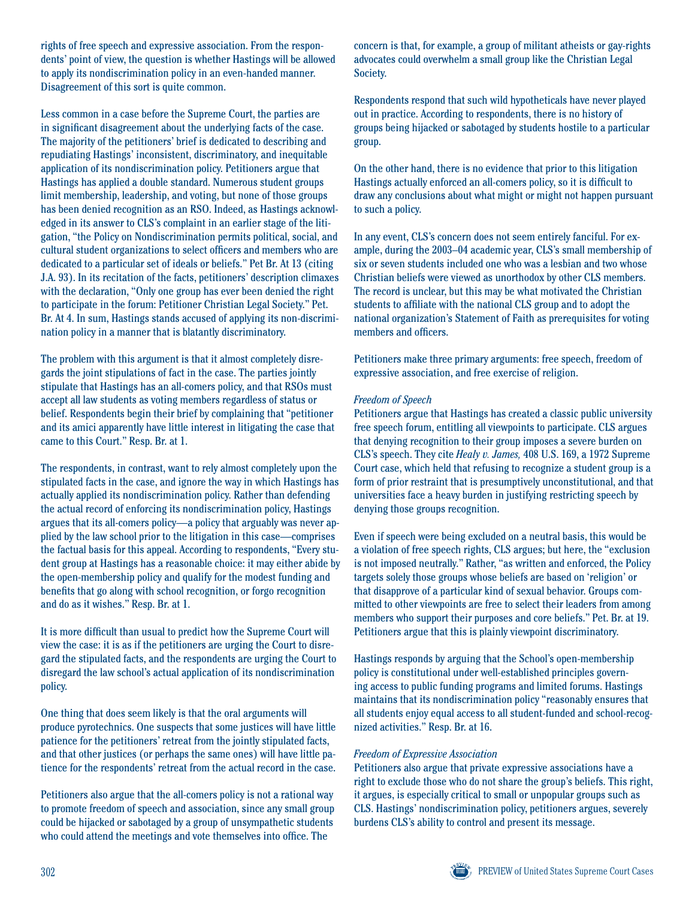rights of free speech and expressive association. From the respondents' point of view, the question is whether Hastings will be allowed to apply its nondiscrimination policy in an even-handed manner. Disagreement of this sort is quite common.

Less common in a case before the Supreme Court, the parties are in significant disagreement about the underlying facts of the case. The majority of the petitioners' brief is dedicated to describing and repudiating Hastings' inconsistent, discriminatory, and inequitable application of its nondiscrimination policy. Petitioners argue that Hastings has applied a double standard. Numerous student groups limit membership, leadership, and voting, but none of those groups has been denied recognition as an RSO. Indeed, as Hastings acknowledged in its answer to CLS's complaint in an earlier stage of the litigation, "the Policy on Nondiscrimination permits political, social, and cultural student organizations to select officers and members who are dedicated to a particular set of ideals or beliefs." Pet Br. At 13 (citing J.A. 93). In its recitation of the facts, petitioners' description climaxes with the declaration, "Only one group has ever been denied the right to participate in the forum: Petitioner Christian Legal Society." Pet. Br. At 4. In sum, Hastings stands accused of applying its non-discrimination policy in a manner that is blatantly discriminatory.

The problem with this argument is that it almost completely disregards the joint stipulations of fact in the case. The parties jointly stipulate that Hastings has an all-comers policy, and that RSOs must accept all law students as voting members regardless of status or belief. Respondents begin their brief by complaining that "petitioner and its amici apparently have little interest in litigating the case that came to this Court." Resp. Br. at 1.

The respondents, in contrast, want to rely almost completely upon the stipulated facts in the case, and ignore the way in which Hastings has actually applied its nondiscrimination policy. Rather than defending the actual record of enforcing its nondiscrimination policy, Hastings argues that its all-comers policy—a policy that arguably was never applied by the law school prior to the litigation in this case—comprises the factual basis for this appeal. According to respondents, "Every student group at Hastings has a reasonable choice: it may either abide by the open-membership policy and qualify for the modest funding and benefits that go along with school recognition, or forgo recognition and do as it wishes." Resp. Br. at 1.

It is more difficult than usual to predict how the Supreme Court will view the case: it is as if the petitioners are urging the Court to disregard the stipulated facts, and the respondents are urging the Court to disregard the law school's actual application of its nondiscrimination policy.

One thing that does seem likely is that the oral arguments will produce pyrotechnics. One suspects that some justices will have little patience for the petitioners' retreat from the jointly stipulated facts, and that other justices (or perhaps the same ones) will have little patience for the respondents' retreat from the actual record in the case.

Petitioners also argue that the all-comers policy is not a rational way to promote freedom of speech and association, since any small group could be hijacked or sabotaged by a group of unsympathetic students who could attend the meetings and vote themselves into office. The concern is that, for example, a group of militant atheists or gay-rights advocates could overwhelm a small group like the Christian Legal Society.

Respondents respond that such wild hypotheticals have never played out in practice. According to respondents, there is no history of groups being hijacked or sabotaged by students hostile to a particular group.

On the other hand, there is no evidence that prior to this litigation Hastings actually enforced an all-comers policy, so it is difficult to draw any conclusions about what might or might not happen pursuant to such a policy.

In any event, CLS's concern does not seem entirely fanciful. For example, during the 2003–04 academic year, CLS's small membership of six or seven students included one who was a lesbian and two whose Christian beliefs were viewed as unorthodox by other CLS members. The record is unclear, but this may be what motivated the Christian students to affiliate with the national CLS group and to adopt the national organization's Statement of Faith as prerequisites for voting members and officers.

Petitioners make three primary arguments: free speech, freedom of expressive association, and free exercise of religion.

*Freedom of Speech*

Petitioners argue that Hastings has created a classic public university free speech forum, entitling all viewpoints to participate. CLS argues that denying recognition to their group imposes a severe burden on CLS's speech. They cite *Healy v. James,* 408 U.S. 169, a 1972 Supreme Court case, which held that refusing to recognize a student group is a form of prior restraint that is presumptively unconstitutional, and that universities face a heavy burden in justifying restricting speech by denying those groups recognition.

Even if speech were being excluded on a neutral basis, this would be a violation of free speech rights, CLS argues; but here, the "exclusion is not imposed neutrally." Rather, "as written and enforced, the Policy targets solely those groups whose beliefs are based on 'religion' or that disapprove of a particular kind of sexual behavior. Groups committed to other viewpoints are free to select their leaders from among members who support their purposes and core beliefs." Pet. Br. at 19. Petitioners argue that this is plainly viewpoint discriminatory.

Hastings responds by arguing that the School's open-membership policy is constitutional under well-established principles governing access to public funding programs and limited forums. Hastings maintains that its nondiscrimination policy "reasonably ensures that all students enjoy equal access to all student-funded and school-recognized activities." Resp. Br. at 16.

*Freedom of Expressive Association*

Petitioners also argue that private expressive associations have a right to exclude those who do not share the group's beliefs. This right, it argues, is especially critical to small or unpopular groups such as CLS. Hastings' nondiscrimination policy, petitioners argues, severely burdens CLS's ability to control and present its message.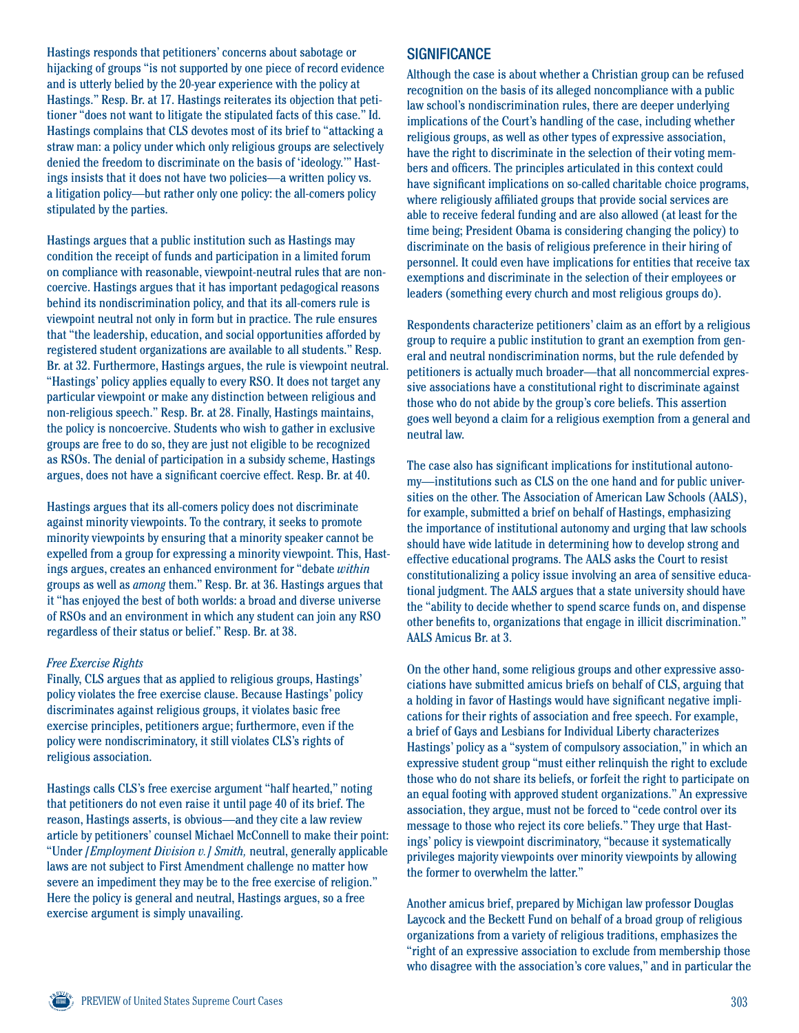Hastings responds that petitioners' concerns about sabotage or hijacking of groups "is not supported by one piece of record evidence and is utterly belied by the 20-year experience with the policy at Hastings." Resp. Br. at 17. Hastings reiterates its objection that petitioner "does not want to litigate the stipulated facts of this case." Id. Hastings complains that CLS devotes most of its brief to "attacking a straw man: a policy under which only religious groups are selectively denied the freedom to discriminate on the basis of 'ideology.'" Hastings insists that it does not have two policies—a written policy vs. a litigation policy—but rather only one policy: the all-comers policy stipulated by the parties.

Hastings argues that a public institution such as Hastings may condition the receipt of funds and participation in a limited forum on compliance with reasonable, viewpoint-neutral rules that are non-coercive. Hastings argues that it has important pedagogical reasons behind its nondiscrimination policy, and that its all-comers rule is viewpoint neutral not only in form but in practice. The rule ensures that "the leadership, education, and social opportunities afforded by registered student organizations are available to all students." Resp. Br. at 32. Furthermore, Hastings argues, the rule is viewpoint neutral. "Hastings' policy applies equally to every RSO. It does not target any particular viewpoint or make any distinction between religious and non-religious speech." Resp. Br. at 28. Finally, Hastings maintains, the policy is noncoercive. Students who wish to gather in exclusive groups are free to do so, they are just not eligible to be recognized as RSOs. The denial of participation in a subsidy scheme, Hastings argues, does not have a significant coercive effect. Resp. Br. at 40.

Hastings argues that its all-comers policy does not discriminate against minority viewpoints. To the contrary, it seeks to promote minority viewpoints by ensuring that a minority speaker cannot be expelled from a group for expressing a minority viewpoint. This, Hastings argues, creates an enhanced environment for "debate *within* groups as well as *among* them." Resp. Br. at 36. Hastings argues that it "has enjoyed the best of both worlds: a broad and diverse universe of RSOs and an environment in which any student can join any RSO regardless of their status or belief." Resp. Br. at 38.

*Free Exercise Rights*

Finally, CLS argues that as applied to religious groups, Hastings' policy violates the free exercise clause. Because Hastings' policy discriminates against religious groups, it violates basic free exercise principles, petitioners argue; furthermore, even if the policy were nondiscriminatory, it still violates CLS's rights of religious association.

Hastings calls CLS's free exercise argument "half hearted," noting that petitioners do not even raise it until page 40 of its brief. The reason, Hastings asserts, is obvious—and they cite a law review article by petitioners' counsel Michael McConnell to make their point: "Under *[Employment Division v.] Smith,* neutral, generally applicable laws are not subject to First Amendment challenge no matter how severe an impediment they may be to the free exercise of religion." Here the policy is general and neutral, Hastings argues, so a free exercise argument is simply unavailing.

## SIGNIFICANCE

Although the case is about whether a Christian group can be refused recognition on the basis of its alleged noncompliance with a public law school's nondiscrimination rules, there are deeper underlying implications of the Court's handling of the case, including whether religious groups, as well as other types of expressive association, have the right to discriminate in the selection of their voting members and officers. The principles articulated in this context could have significant implications on so-called charitable choice programs, where religiously affiliated groups that provide social services are able to receive federal funding and are also allowed (at least for the time being; President Obama is considering changing the policy) to discriminate on the basis of religious preference in their hiring of personnel. It could even have implications for entities that receive tax exemptions and discriminate in the selection of their employees or leaders (something every church and most religious groups do).

Respondents characterize petitioners' claim as an effort by a religious group to require a public institution to grant an exemption from general and neutral nondiscrimination norms, but the rule defended by petitioners is actually much broader—that all noncommercial expressive associations have a constitutional right to discriminate against those who do not abide by the group's core beliefs. This assertion goes well beyond a claim for a religious exemption from a general and neutral law.

The case also has significant implications for institutional autonomy—institutions such as CLS on the one hand and for public universities on the other. The Association of American Law Schools (AALS), for example, submitted a brief on behalf of Hastings, emphasizing the importance of institutional autonomy and urging that law schools should have wide latitude in determining how to develop strong and effective educational programs. The AALS asks the Court to resist constitutionalizing a policy issue involving an area of sensitive educational judgment. The AALS argues that a state university should have the "ability to decide whether to spend scarce funds on, and dispense other benefits to, organizations that engage in illicit discrimination." AALS Amicus Br. at 3.

On the other hand, some religious groups and other expressive associations have submitted amicus briefs on behalf of CLS, arguing that a holding in favor of Hastings would have significant negative implications for their rights of association and free speech. For example, a brief of Gays and Lesbians for Individual Liberty characterizes Hastings' policy as a "system of compulsory association," in which an expressive student group "must either relinquish the right to exclude those who do not share its beliefs, or forfeit the right to participate on an equal footing with approved student organizations." An expressive association, they argue, must not be forced to "cede control over its message to those who reject its core beliefs." They urge that Hastings' policy is viewpoint discriminatory, "because it systematically privileges majority viewpoints over minority viewpoints by allowing the former to overwhelm the latter."

Another amicus brief, prepared by Michigan law professor Douglas Laycock and the Beckett Fund on behalf of a broad group of religious organizations from a variety of religious traditions, emphasizes the "right of an expressive association to exclude from membership those who disagree with the association's core values," and in particular the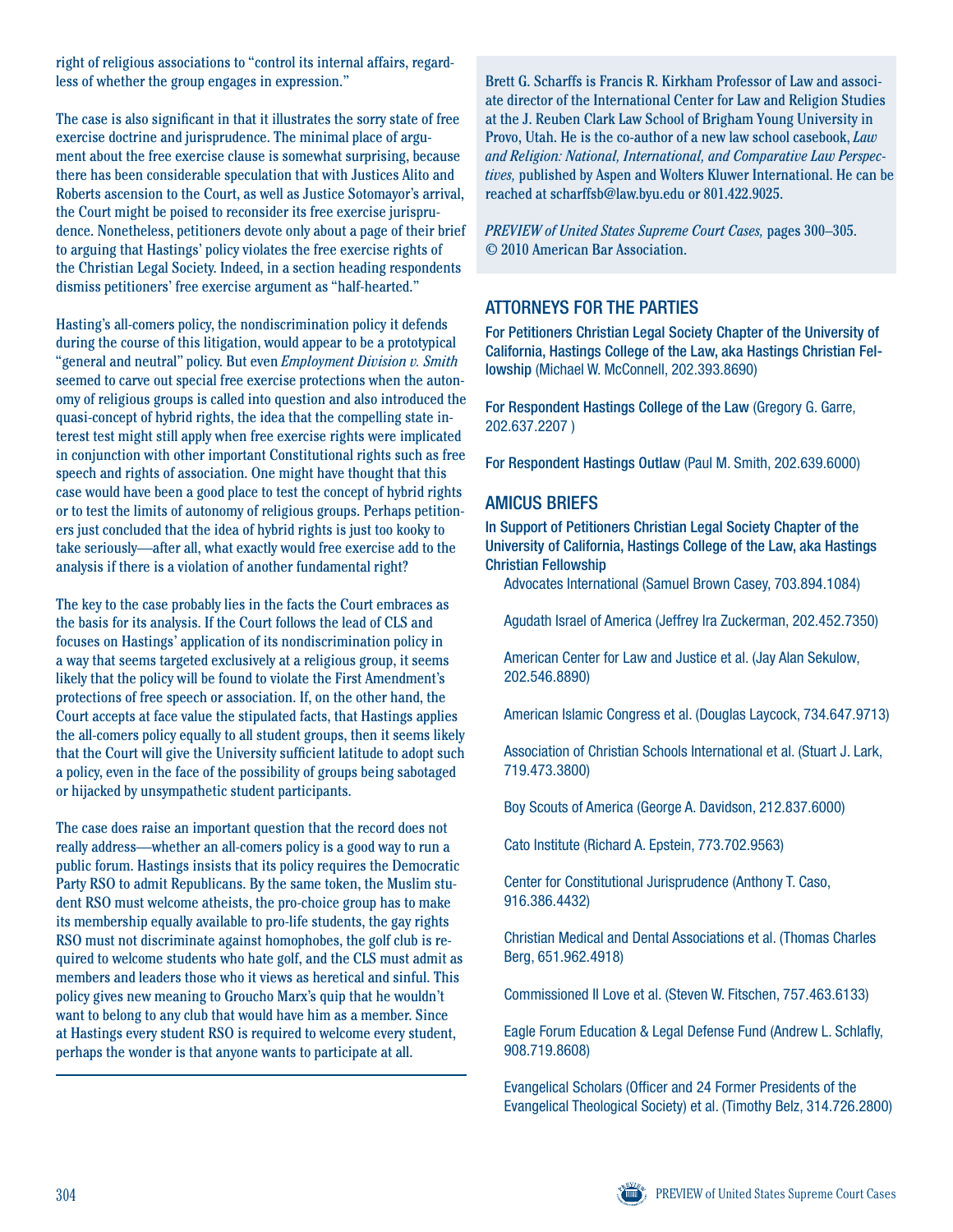right of religious associations to "control its internal affairs, regardless of whether the group engages in expression."

The case is also significant in that it illustrates the sorry state of free exercise doctrine and jurisprudence. The minimal place of argument about the free exercise clause is somewhat surprising, because there has been considerable speculation that with Justices Alito and Roberts ascension to the Court, as well as Justice Sotomayor's arrival, the Court might be poised to reconsider its free exercise jurisprudence. Nonetheless, petitioners devote only about a page of their brief to arguing that Hastings' policy violates the free exercise rights of the Christian Legal Society. Indeed, in a section heading respondents dismiss petitioners' free exercise argument as "half-hearted."

Hasting's all-comers policy, the nondiscrimination policy it defends during the course of this litigation, would appear to be a prototypical "general and neutral" policy. But even *Employment Division v. Smith* seemed to carve out special free exercise protections when the autonomy of religious groups is called into question and also introduced the quasi-concept of hybrid rights, the idea that the compelling state interest test might still apply when free exercise rights were implicated in conjunction with other important Constitutional rights such as free speech and rights of association. One might have thought that this case would have been a good place to test the concept of hybrid rights or to test the limits of autonomy of religious groups. Perhaps petitioners just concluded that the idea of hybrid rights is just too kooky to take seriously—after all, what exactly would free exercise add to the analysis if there is a violation of another fundamental right?

The key to the case probably lies in the facts the Court embraces as the basis for its analysis. If the Court follows the lead of CLS and focuses on Hastings' application of its nondiscrimination policy in a way that seems targeted exclusively at a religious group, it seems likely that the policy will be found to violate the First Amendment's protections of free speech or association. If, on the other hand, the Court accepts at face value the stipulated facts, that Hastings applies the all-comers policy equally to all student groups, then it seems likely that the Court will give the University sufficient latitude to adopt such a policy, even in the face of the possibility of groups being sabotaged or hijacked by unsympathetic student participants.

The case does raise an important question that the record does not really address—whether an all-comers policy is a good way to run a public forum. Hastings insists that its policy requires the Democratic Party RSO to admit Republicans. By the same token, the Muslim student RSO must welcome atheists, the pro-choice group has to make its membership equally available to pro-life students, the gay rights RSO must not discriminate against homophobes, the golf club is required to welcome students who hate golf, and the CLS must admit as members and leaders those who it views as heretical and sinful. This policy gives new meaning to Groucho Marx's quip that he wouldn't want to belong to any club that would have him as a member. Since at Hastings every student RSO is required to welcome every student, perhaps the wonder is that anyone wants to participate at all.

---

Brett G. Scharffs is Francis R. Kirkham Professor of Law and associate director of the International Center for Law and Religion Studies at the J. Reuben Clark Law School of Brigham Young University in Provo, Utah. He is the co-author of a new law school casebook, *Law and Religion: National, International, and Comparative Law Perspectives,* published by Aspen and Wolters Kluwer International. He can be reached at scharffsb@law.byu.edu or 801.422.9025.

*PREVIEW of United States Supreme Court Cases,* pages 300–305. © 2010 American Bar Association.

## ATTORNEYS FOR THE PARTIES

For Petitioners Christian Legal Society Chapter of the University of California, Hastings College of the Law, aka Hastings Christian Fellowship (Michael W. McConnell, 202.393.8690)

For Respondent Hastings College of the Law (Gregory G. Garre, 202.637.2207 )

For Respondent Hastings Outlaw (Paul M. Smith, 202.639.6000)

## AMICUS BRIEFS

In Support of Petitioners Christian Legal Society Chapter of the University of California, Hastings College of the Law, aka Hastings Christian Fellowship

Advocates International (Samuel Brown Casey, 703.894.1084)

Agudath Israel of America (Jeffrey Ira Zuckerman, 202.452.7350)

American Center for Law and Justice et al. (Jay Alan Sekulow, 202.546.8890)

American Islamic Congress et al. (Douglas Laycock, 734.647.9713)

Association of Christian Schools International et al. (Stuart J. Lark, 719.473.3800)

Boy Scouts of America (George A. Davidson, 212.837.6000)

Cato Institute (Richard A. Epstein, 773.702.9563)

Center for Constitutional Jurisprudence (Anthony T. Caso, 916.386.4432)

Christian Medical and Dental Associations et al. (Thomas Charles Berg, 651.962.4918)

Commissioned II Love et al. (Steven W. Fitschen, 757.463.6133)

Eagle Forum Education & Legal Defense Fund (Andrew L. Schlafly, 908.719.8608)

Evangelical Scholars (Officer and 24 Former Presidents of the Evangelical Theological Society) et al. (Timothy Belz, 314.726.2800)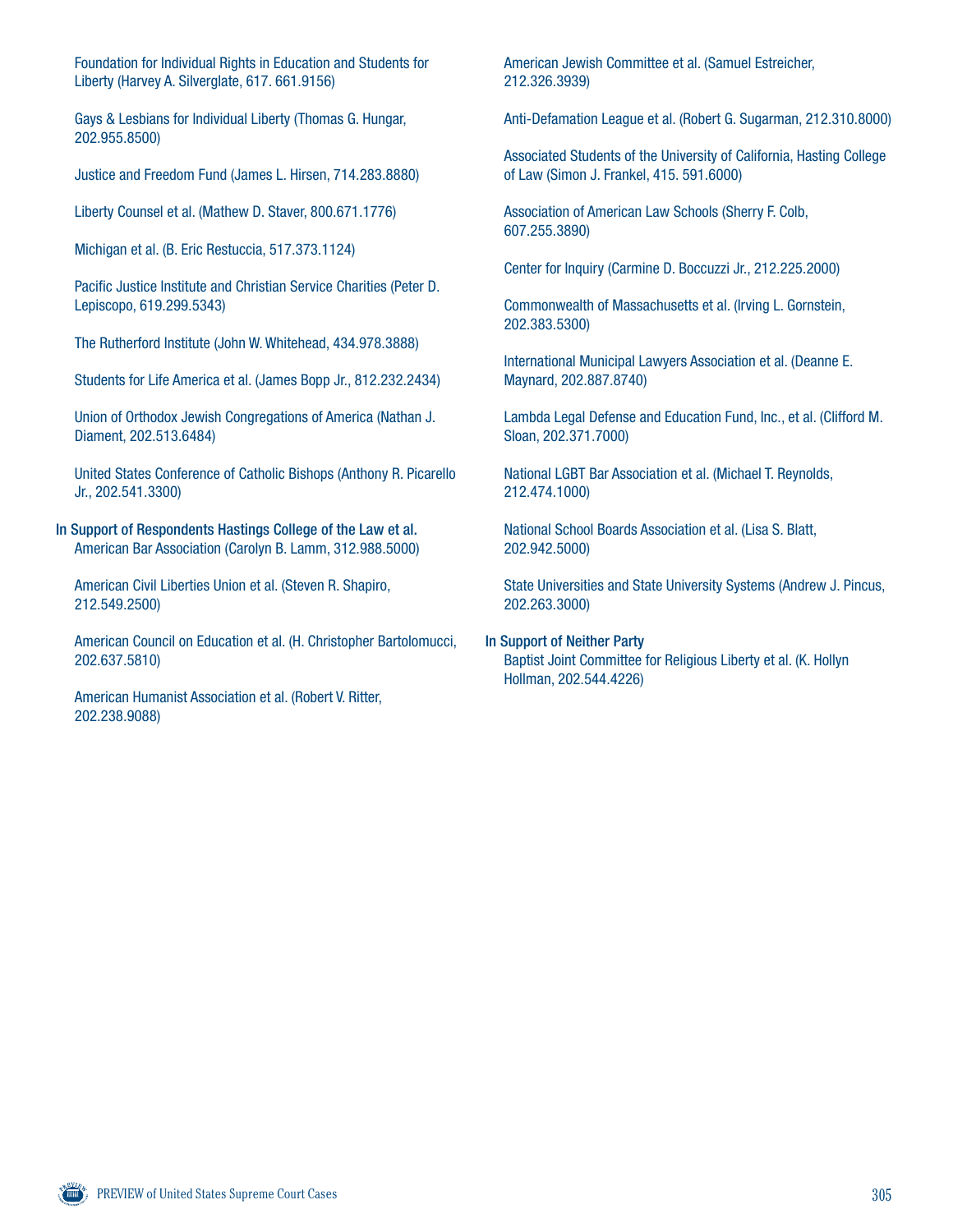Foundation for Individual Rights in Education and Students for Liberty (Harvey A. Silverglate, 617. 661.9156)

Gays & Lesbians for Individual Liberty (Thomas G. Hungar, 202.955.8500)

Justice and Freedom Fund (James L. Hirsen, 714.283.8880)

Liberty Counsel et al. (Mathew D. Staver, 800.671.1776)

Michigan et al. (B. Eric Restuccia, 517.373.1124)

Pacific Justice Institute and Christian Service Charities (Peter D. Lepiscopo, 619.299.5343)

The Rutherford Institute (John W. Whitehead, 434.978.3888)

Students for Life America et al. (James Bopp Jr., 812.232.2434)

Union of Orthodox Jewish Congregations of America (Nathan J. Diament, 202.513.6484)

United States Conference of Catholic Bishops (Anthony R. Picarello Jr., 202.541.3300)

**In Support of Respondents Hastings College of the Law et al.**

American Bar Association (Carolyn B. Lamm, 312.988.5000)

American Civil Liberties Union et al. (Steven R. Shapiro, 212.549.2500)

American Council on Education et al. (H. Christopher Bartolomucci, 202.637.5810)

American Humanist Association et al. (Robert V. Ritter, 202.238.9088)

American Jewish Committee et al. (Samuel Estreicher, 212.326.3939)

Anti-Defamation League et al. (Robert G. Sugarman, 212.310.8000)

Associated Students of the University of California, Hasting College of Law (Simon J. Frankel, 415. 591.6000)

Association of American Law Schools (Sherry F. Colb, 607.255.3890)

Center for Inquiry (Carmine D. Boccuzzi Jr., 212.225.2000)

Commonwealth of Massachusetts et al. (Irving L. Gornstein, 202.383.5300)

International Municipal Lawyers Association et al. (Deanne E. Maynard, 202.887.8740)

Lambda Legal Defense and Education Fund, Inc., et al. (Clifford M. Sloan, 202.371.7000)

National LGBT Bar Association et al. (Michael T. Reynolds, 212.474.1000)

National School Boards Association et al. (Lisa S. Blatt, 202.942.5000)

State Universities and State University Systems (Andrew J. Pincus, 202.263.3000)

**In Support of Neither Party**

Baptist Joint Committee for Religious Liberty et al. (K. Hollyn Hollman, 202.544.4226)